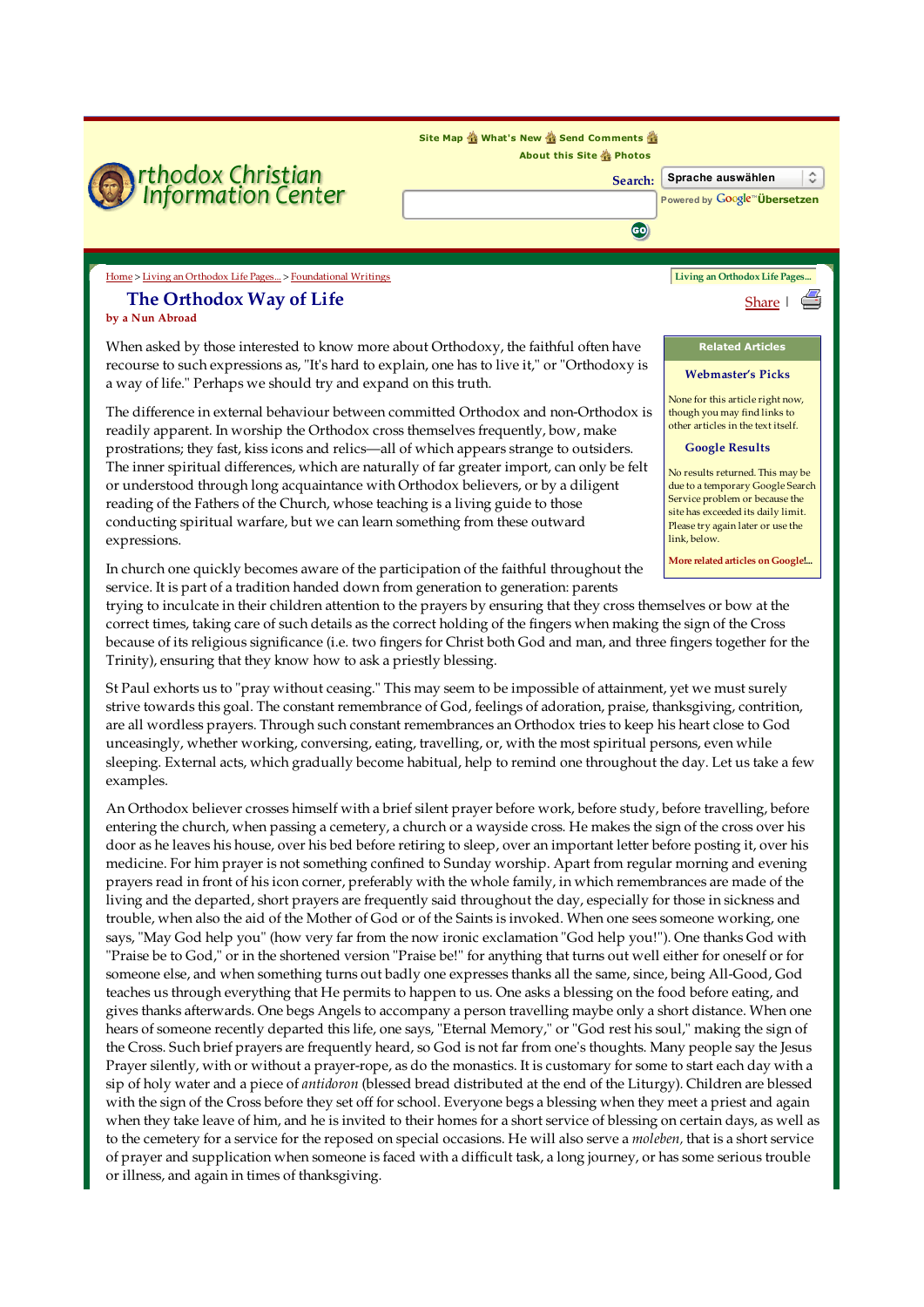Orthodox Christian Information Center

Site Map What's New Send Comments About this Site Photos

Search: Sprache auswählen

Powered by Google Übersetzen

Home > Living an Orthodox Life Pages... > Foundational Writings

Living an Orthodox Life Pages...

# The Orthodox Way of Life

**by a Nun Abroad**

Share |

When asked by those interested to know more about Orthodoxy, the faithful often have recourse to such expressions as, "It's hard to explain, one has to live it," or "Orthodoxy is a way of life." Perhaps we should try and expand on this truth.

The difference in external behaviour between committed Orthodox and non-Orthodox is readily apparent. In worship the Orthodox cross themselves frequently, bow, make prostrations; they fast, kiss icons and relics—all of which appears strange to outsiders. The inner spiritual differences, which are naturally of far greater import, can only be felt or understood through long acquaintance with Orthodox believers, or by a diligent reading of the Fathers of the Church, whose teaching is a living guide to those conducting spiritual warfare, but we can learn something from these outward expressions.

In church one quickly becomes aware of the participation of the faithful throughout the service. It is part of a tradition handed down from generation to generation: parents trying to inculcate in their children attention to the prayers by ensuring that they cross themselves or bow at the correct times, taking care of such details as the correct holding of the fingers when making the sign of the Cross because of its religious significance (i.e. two fingers for Christ both God and man, and three fingers together for the Trinity), ensuring that they know how to ask a priestly blessing.

St Paul exhorts us to "pray without ceasing." This may seem to be impossible of attainment, yet we must surely strive towards this goal. The constant remembrance of God, feelings of adoration, praise, thanksgiving, contrition, are all wordless prayers. Through such constant remembrances an Orthodox tries to keep his heart close to God unceasingly, whether working, conversing, eating, travelling, or, with the most spiritual persons, even while sleeping. External acts, which gradually become habitual, help to remind one throughout the day. Let us take a few examples.

An Orthodox believer crosses himself with a brief silent prayer before work, before study, before travelling, before entering the church, when passing a cemetery, a church or a wayside cross. He makes the sign of the cross over his door as he leaves his house, over his bed before retiring to sleep, over an important letter before posting it, over his medicine. For him prayer is not something confined to Sunday worship. Apart from regular morning and evening prayers read in front of his icon corner, preferably with the whole family, in which remembrances are made of the living and the departed, short prayers are frequently said throughout the day, especially for those in sickness and trouble, when also the aid of the Mother of God or of the Saints is invoked. When one sees someone working, one says, "May God help you" (how very far from the now ironic exclamation "God help you!"). One thanks God with "Praise be to God," or in the shortened version "Praise be!" for anything that turns out well either for oneself or for someone else, and when something turns out badly one expresses thanks all the same, since, being All-Good, God teaches us through everything that He permits to happen to us. One asks a blessing on the food before eating, and gives thanks afterwards. One begs Angels to accompany a person travelling maybe only a short distance. When one hears of someone recently departed this life, one says, "Eternal Memory," or "God rest his soul," making the sign of the Cross. Such brief prayers are frequently heard, so God is not far from one's thoughts. Many people say the Jesus Prayer silently, with or without a prayer-rope, as do the monastics. It is customary for some to start each day with a sip of holy water and a piece of *antidoron* (blessed bread distributed at the end of the Liturgy). Children are blessed with the sign of the Cross before they set off for school. Everyone begs a blessing when they meet a priest and again when they take leave of him, and he is invited to their homes for a short service of blessing on certain days, as well as to the cemetery for a service for the reposed on special occasions. He will also serve a *moleben,* that is a short service of prayer and supplication when someone is faced with a difficult task, a long journey, or has some serious trouble or illness, and again in times of thanksgiving.

**Related Articles**

**Webmaster's Picks**

None for this article right now, though you may find links to other articles in the text itself.

**Google Results**

No results returned. This may be due to a temporary Google Search Service problem or because the site has exceeded its daily limit. Please try again later or use the link, below.

More related articles on Google!...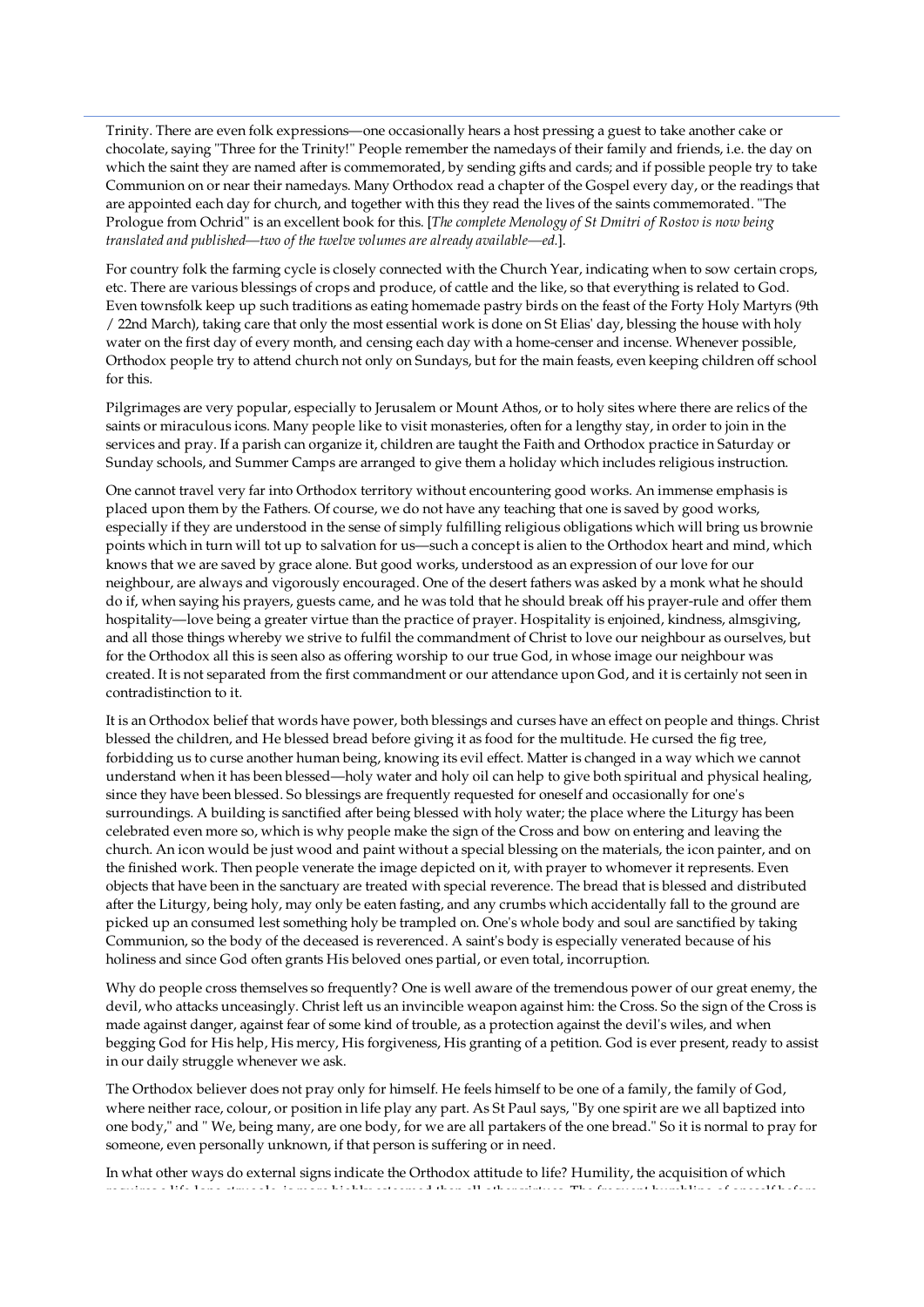Trinity. There are even folk expressions—one occasionally hears a host pressing a guest to take another cake or chocolate, saying "Three for the Trinity!" People remember the namedays of their family and friends, i.e. the day on which the saint they are named after is commemorated, by sending gifts and cards; and if possible people try to take Communion on or near their namedays. Many Orthodox read a chapter of the Gospel every day, or the readings that are appointed each day for church, and together with this they read the lives of the saints commemorated. "The Prologue from Ochrid" is an excellent book for this. [*The complete Menology of St Dmitri of Rostov is now being translated and published—two of the twelve volumes are already available—ed.*].

For country folk the farming cycle is closely connected with the Church Year, indicating when to sow certain crops, etc. There are various blessings of crops and produce, of cattle and the like, so that everything is related to God. Even townsfolk keep up such traditions as eating homemade pastry birds on the feast of the Forty Holy Martyrs (9th / 22nd March), taking care that only the most essential work is done on St Elias' day, blessing the house with holy water on the first day of every month, and censing each day with a home-censer and incense. Whenever possible, Orthodox people try to attend church not only on Sundays, but for the main feasts, even keeping children off school for this.

Pilgrimages are very popular, especially to Jerusalem or Mount Athos, or to holy sites where there are relics of the saints or miraculous icons. Many people like to visit monasteries, often for a lengthy stay, in order to join in the services and pray. If a parish can organize it, children are taught the Faith and Orthodox practice in Saturday or Sunday schools, and Summer Camps are arranged to give them a holiday which includes religious instruction.

One cannot travel very far into Orthodox territory without encountering good works. An immense emphasis is placed upon them by the Fathers. Of course, we do not have any teaching that one is saved by good works, especially if they are understood in the sense of simply fulfilling religious obligations which will bring us brownie points which in turn will tot up to salvation for us—such a concept is alien to the Orthodox heart and mind, which knows that we are saved by grace alone. But good works, understood as an expression of our love for our neighbour, are always and vigorously encouraged. One of the desert fathers was asked by a monk what he should do if, when saying his prayers, guests came, and he was told that he should break off his prayer-rule and offer them hospitality—love being a greater virtue than the practice of prayer. Hospitality is enjoined, kindness, almsgiving, and all those things whereby we strive to fulfil the commandment of Christ to love our neighbour as ourselves, but for the Orthodox all this is seen also as offering worship to our true God, in whose image our neighbour was created. It is not separated from the first commandment or our attendance upon God, and it is certainly not seen in contradistinction to it.

It is an Orthodox belief that words have power, both blessings and curses have an effect on people and things. Christ blessed the children, and He blessed bread before giving it as food for the multitude. He cursed the fig tree, forbidding us to curse another human being, knowing its evil effect. Matter is changed in a way which we cannot understand when it has been blessed—holy water and holy oil can help to give both spiritual and physical healing, since they have been blessed. So blessings are frequently requested for oneself and occasionally for one's surroundings. A building is sanctified after being blessed with holy water; the place where the Liturgy has been celebrated even more so, which is why people make the sign of the Cross and bow on entering and leaving the church. An icon would be just wood and paint without a special blessing on the materials, the icon painter, and on the finished work. Then people venerate the image depicted on it, with prayer to whomever it represents. Even objects that have been in the sanctuary are treated with special reverence. The bread that is blessed and distributed after the Liturgy, being holy, may only be eaten fasting, and any crumbs which accidentally fall to the ground are picked up an consumed lest something holy be trampled on. One's whole body and soul are sanctified by taking Communion, so the body of the deceased is reverenced. A saint's body is especially venerated because of his holiness and since God often grants His beloved ones partial, or even total, incorruption.

Why do people cross themselves so frequently? One is well aware of the tremendous power of our great enemy, the devil, who attacks unceasingly. Christ left us an invincible weapon against him: the Cross. So the sign of the Cross is made against danger, against fear of some kind of trouble, as a protection against the devil's wiles, and when begging God for His help, His mercy, His forgiveness, His granting of a petition. God is ever present, ready to assist in our daily struggle whenever we ask.

The Orthodox believer does not pray only for himself. He feels himself to be one of a family, the family of God, where neither race, colour, or position in life play any part. As St Paul says, "By one spirit are we all baptized into one body," and " We, being many, are one body, for we are all partakers of the one bread." So it is normal to pray for someone, even personally unknown, if that person is suffering or in need.

In what other ways do external signs indicate the Orthodox attitude to life? Humility, the acquisition of which requires a life-long struggle, is more highly esteemed than all other virtues. The frequent humbling of oneself before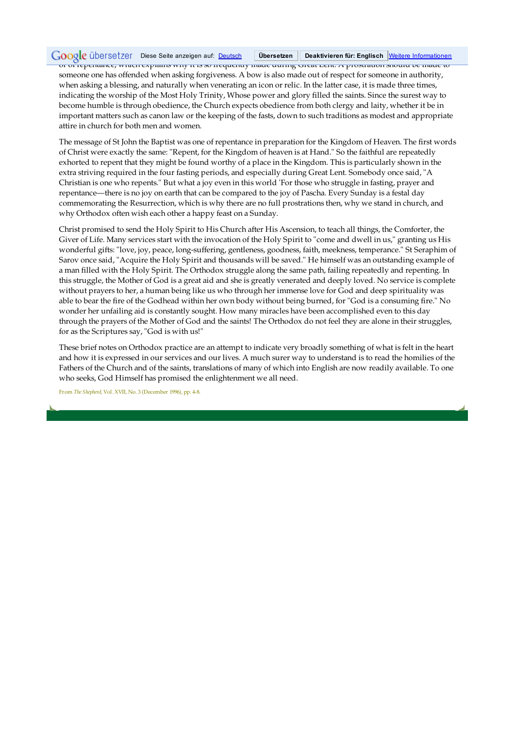of of repentance, which explains why it is so frequently made during Great Lent. A prostration should be made to someone one has offended when asking forgiveness. A bow is also made out of respect for someone in authority, when asking a blessing, and naturally when venerating an icon or relic. In the latter case, it is made three times, indicating the worship of the Most Holy Trinity, Whose power and glory filled the saints. Since the surest way to become humble is through obedience, the Church expects obedience from both clergy and laity, whether it be in important matters such as canon law or the keeping of the fasts, down to such traditions as modest and appropriate attire in church for both men and women.

The message of St John the Baptist was one of repentance in preparation for the Kingdom of Heaven. The first words of Christ were exactly the same: "Repent, for the Kingdom of heaven is at Hand." So the faithful are repeatedly exhorted to repent that they might be found worthy of a place in the Kingdom. This is particularly shown in the extra striving required in the four fasting periods, and especially during Great Lent. Somebody once said, "A Christian is one who repents." But what a joy even in this world 'For those who struggle in fasting, prayer and repentance—there is no joy on earth that can be compared to the joy of Pascha. Every Sunday is a festal day commemorating the Resurrection, which is why there are no full prostrations then, why we stand in church, and why Orthodox often wish each other a happy feast on a Sunday.

Christ promised to send the Holy Spirit to His Church after His Ascension, to teach all things, the Comforter, the Giver of Life. Many services start with the invocation of the Holy Spirit to "come and dwell in us," granting us His wonderful gifts: "love, joy, peace, long-suffering, gentleness, goodness, faith, meekness, temperance." St Seraphim of Sarov once said, "Acquire the Holy Spirit and thousands will be saved." He himself was an outstanding example of a man filled with the Holy Spirit. The Orthodox struggle along the same path, failing repeatedly and repenting. In this struggle, the Mother of God is a great aid and she is greatly venerated and deeply loved. No service is complete without prayers to her, a human being like us who through her immense love for God and deep spirituality was able to bear the fire of the Godhead within her own body without being burned, for "God is a consuming fire." No wonder her unfailing aid is constantly sought. How many miracles have been accomplished even to this day through the prayers of the Mother of God and the saints! The Orthodox do not feel they are alone in their struggles, for as the Scriptures say, "God is with us!"

These brief notes on Orthodox practice are an attempt to indicate very broadly something of what is felt in the heart and how it is expressed in our services and our lives. A much surer way to understand is to read the homilies of the Fathers of the Church and of the saints, translations of many of which into English are now readily available. To one who seeks, God Himself has promised the enlightenment we all need.

From *The Shepherd*, Vol. XVII, No. 3 (December 1996), pp. 4-8.